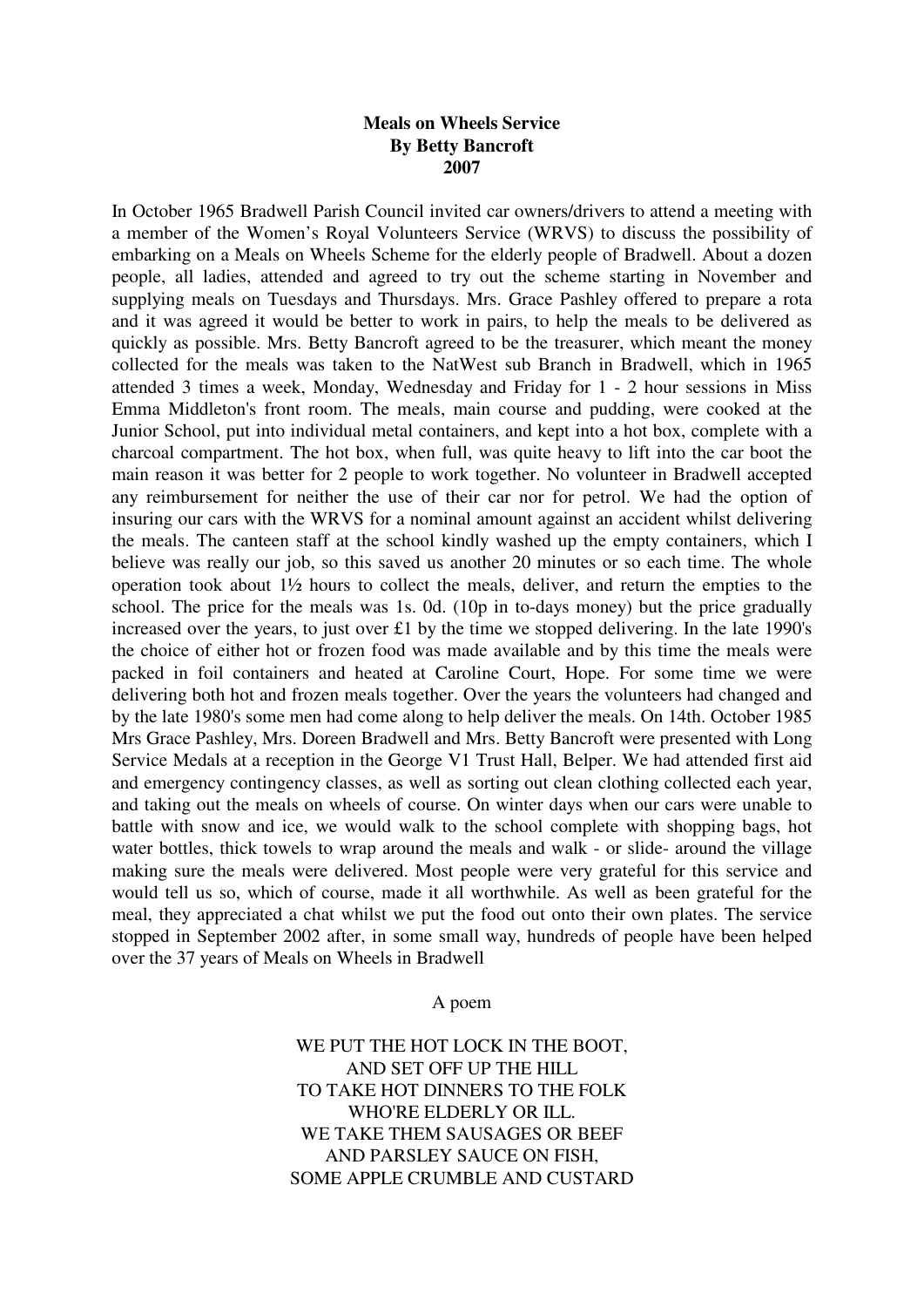**Meals on Wheels Service**
**By Betty Bancroft**
**2007**

In October 1965 Bradwell Parish Council invited car owners/drivers to attend a meeting with a member of the Women's Royal Volunteers Service (WRVS) to discuss the possibility of embarking on a Meals on Wheels Scheme for the elderly people of Bradwell. About a dozen people, all ladies, attended and agreed to try out the scheme starting in November and supplying meals on Tuesdays and Thursdays. Mrs. Grace Pashley offered to prepare a rota and it was agreed it would be better to work in pairs, to help the meals to be delivered as quickly as possible. Mrs. Betty Bancroft agreed to be the treasurer, which meant the money collected for the meals was taken to the NatWest sub Branch in Bradwell, which in 1965 attended 3 times a week, Monday, Wednesday and Friday for 1 - 2 hour sessions in Miss Emma Middleton's front room. The meals, main course and pudding, were cooked at the Junior School, put into individual metal containers, and kept into a hot box, complete with a charcoal compartment. The hot box, when full, was quite heavy to lift into the car boot the main reason it was better for 2 people to work together. No volunteer in Bradwell accepted any reimbursement for neither the use of their car nor for petrol. We had the option of insuring our cars with the WRVS for a nominal amount against an accident whilst delivering the meals. The canteen staff at the school kindly washed up the empty containers, which I believe was really our job, so this saved us another 20 minutes or so each time. The whole operation took about 1½ hours to collect the meals, deliver, and return the empties to the school. The price for the meals was 1s. 0d. (10p in to-days money) but the price gradually increased over the years, to just over £1 by the time we stopped delivering. In the late 1990's the choice of either hot or frozen food was made available and by this time the meals were packed in foil containers and heated at Caroline Court, Hope. For some time we were delivering both hot and frozen meals together. Over the years the volunteers had changed and by the late 1980's some men had come along to help deliver the meals. On 14th. October 1985 Mrs Grace Pashley, Mrs. Doreen Bradwell and Mrs. Betty Bancroft were presented with Long Service Medals at a reception in the George V1 Trust Hall, Belper. We had attended first aid and emergency contingency classes, as well as sorting out clean clothing collected each year, and taking out the meals on wheels of course. On winter days when our cars were unable to battle with snow and ice, we would walk to the school complete with shopping bags, hot water bottles, thick towels to wrap around the meals and walk - or slide- around the village making sure the meals were delivered. Most people were very grateful for this service and would tell us so, which of course, made it all worthwhile. As well as been grateful for the meal, they appreciated a chat whilst we put the food out onto their own plates. The service stopped in September 2002 after, in some small way, hundreds of people have been helped over the 37 years of Meals on Wheels in Bradwell

A poem

WE PUT THE HOT LOCK IN THE BOOT,
AND SET OFF UP THE HILL
TO TAKE HOT DINNERS TO THE FOLK
WHO'RE ELDERLY OR ILL.
WE TAKE THEM SAUSAGES OR BEEF
AND PARSLEY SAUCE ON FISH,
SOME APPLE CRUMBLE AND CUSTARD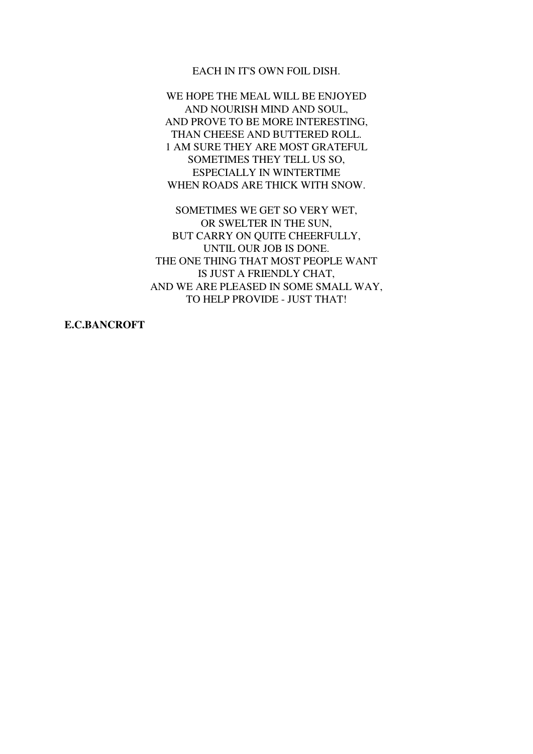EACH IN IT'S OWN FOIL DISH.

WE HOPE THE MEAL WILL BE ENJOYED  
AND NOURISH MIND AND SOUL,  
AND PROVE TO BE MORE INTERESTING,  
THAN CHEESE AND BUTTERED ROLL.  
1 AM SURE THEY ARE MOST GRATEFUL  
SOMETIMES THEY TELL US SO,  
ESPECIALLY IN WINTERTIME  
WHEN ROADS ARE THICK WITH SNOW.

SOMETIMES WE GET SO VERY WET,  
OR SWELTER IN THE SUN,  
BUT CARRY ON QUITE CHEERFULLY,  
UNTIL OUR JOB IS DONE.  
THE ONE THING THAT MOST PEOPLE WANT  
IS JUST A FRIENDLY CHAT,  
AND WE ARE PLEASED IN SOME SMALL WAY,  
TO HELP PROVIDE - JUST THAT!

**E.C.BANCROFT**